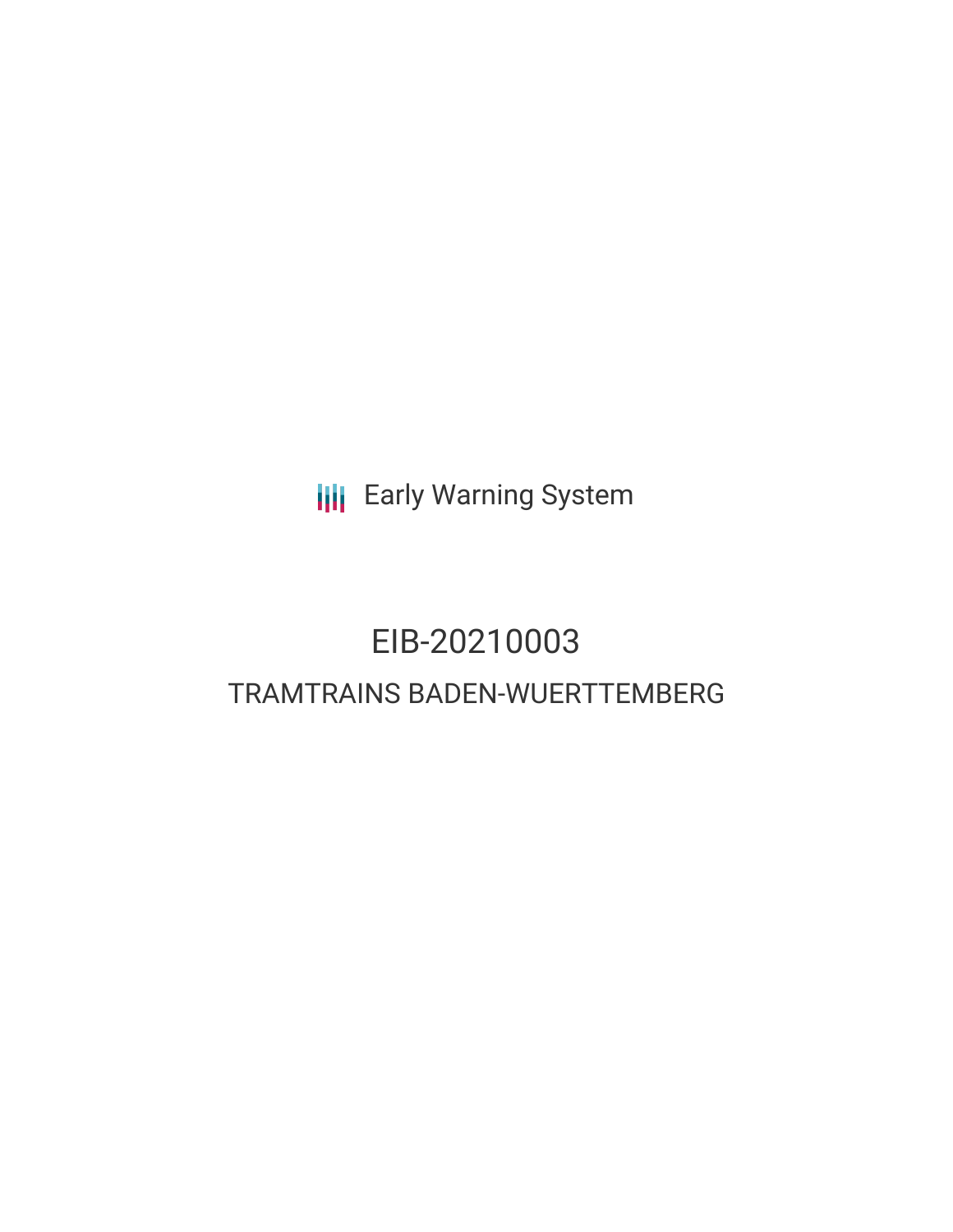Early Warning System

# EIB-20210003

## TRAMTRAINS BADEN-WUERTTEMBERG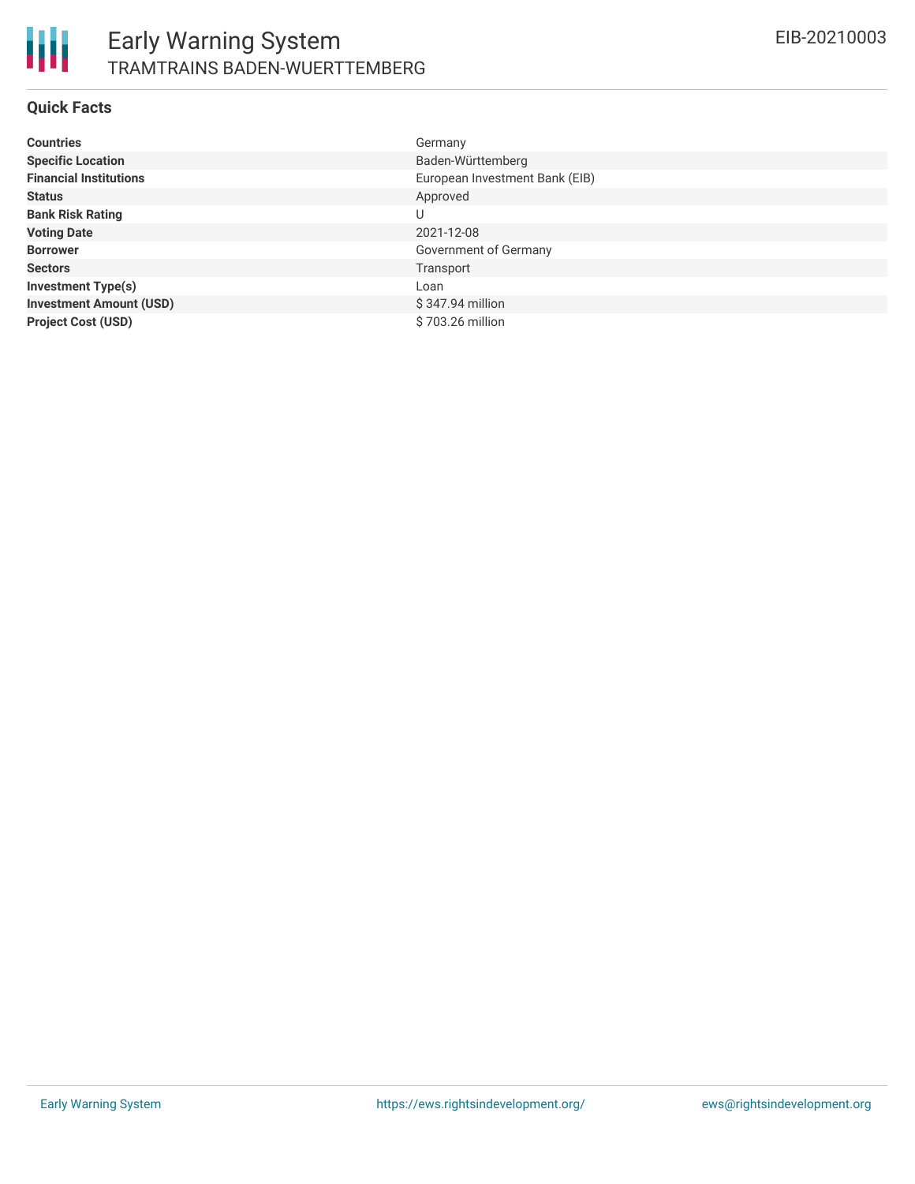## Quick Facts

| | |
|---|---|
| **Countries** | Germany |
| **Specific Location** | Baden-Württemberg |
| **Financial Institutions** | European Investment Bank (EIB) |
| **Status** | Approved |
| **Bank Risk Rating** | U |
| **Voting Date** | 2021-12-08 |
| **Borrower** | Government of Germany |
| **Sectors** | Transport |
| **Investment Type(s)** | Loan |
| **Investment Amount (USD)** | $ 347.94 million |
| **Project Cost (USD)** | $ 703.26 million |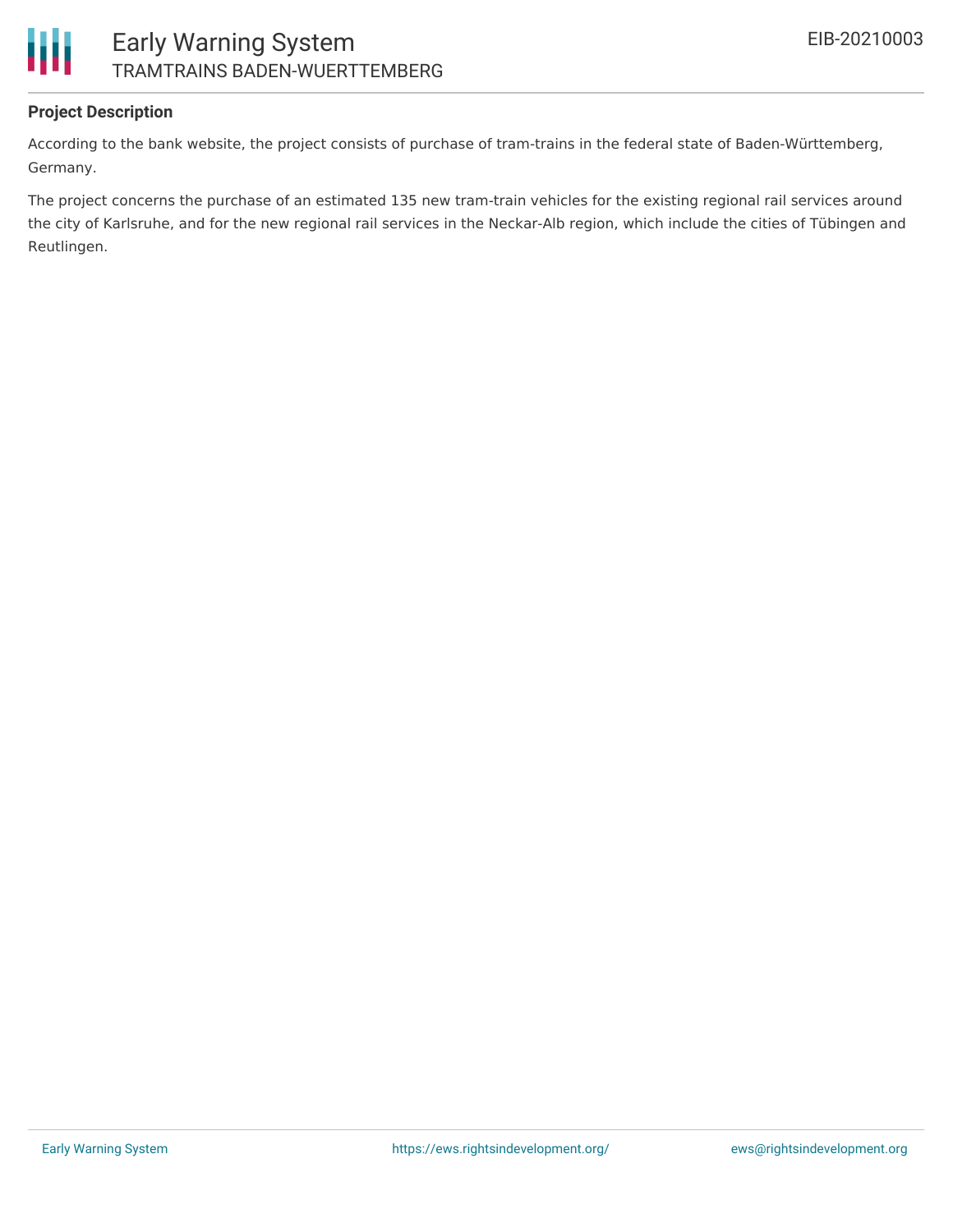**Project Description**

According to the bank website, the project consists of purchase of tram-trains in the federal state of Baden-Württemberg, Germany.

The project concerns the purchase of an estimated 135 new tram-train vehicles for the existing regional rail services around the city of Karlsruhe, and for the new regional rail services in the Neckar-Alb region, which include the cities of Tübingen and Reutlingen.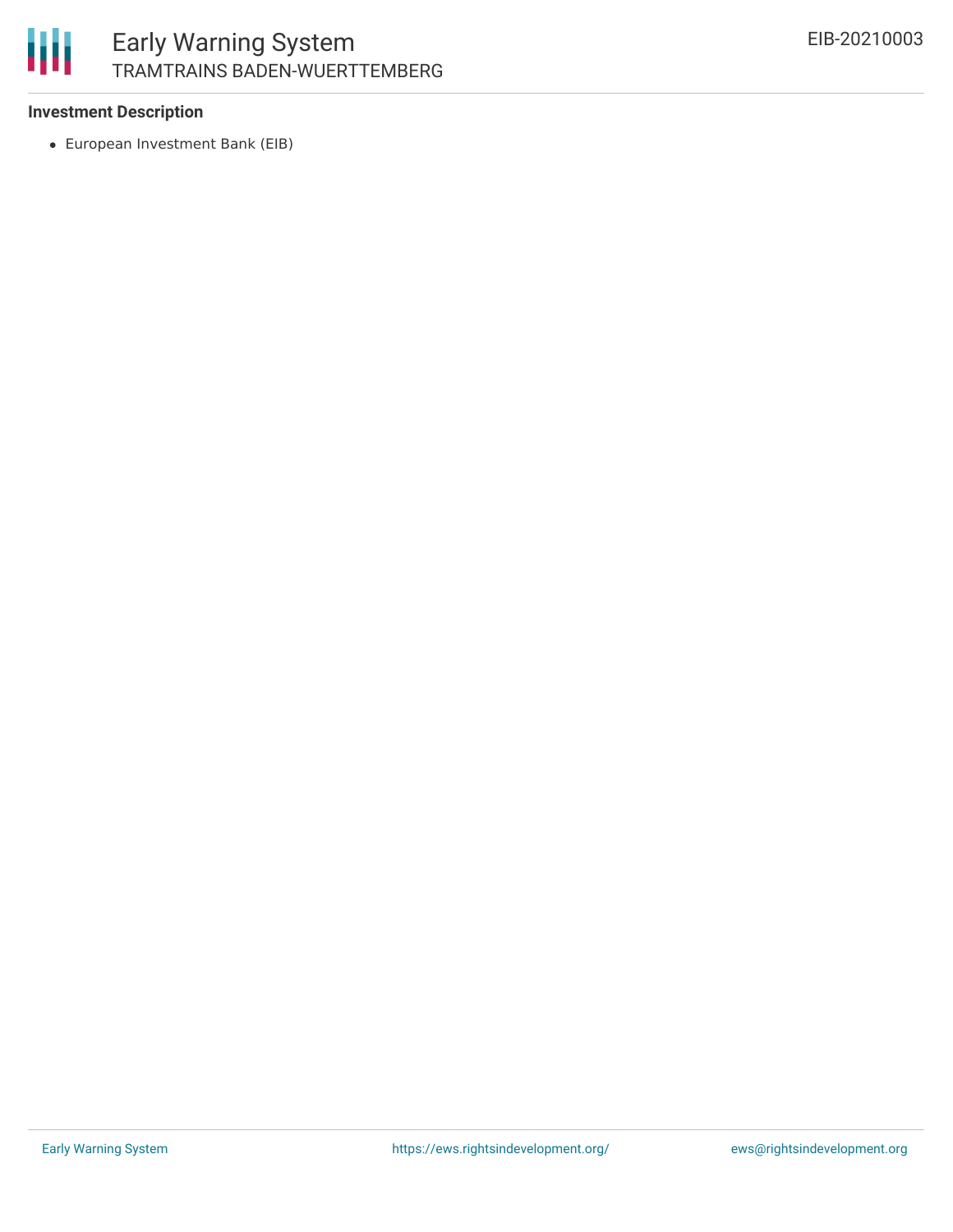**Investment Description**

- European Investment Bank (EIB)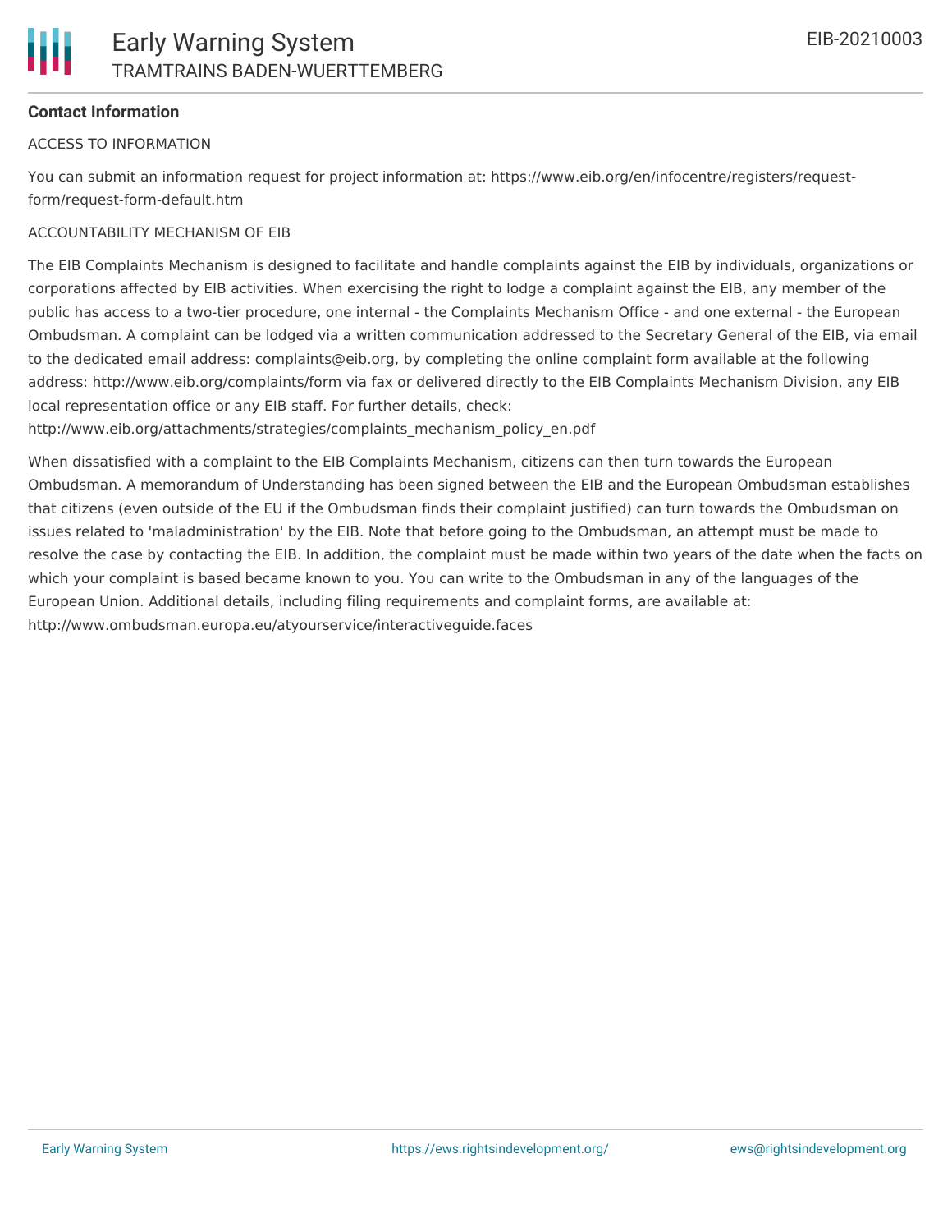**Contact Information**

ACCESS TO INFORMATION

You can submit an information request for project information at: https://www.eib.org/en/infocentre/registers/request-form/request-form-default.htm

ACCOUNTABILITY MECHANISM OF EIB

The EIB Complaints Mechanism is designed to facilitate and handle complaints against the EIB by individuals, organizations or corporations affected by EIB activities. When exercising the right to lodge a complaint against the EIB, any member of the public has access to a two-tier procedure, one internal - the Complaints Mechanism Office - and one external - the European Ombudsman. A complaint can be lodged via a written communication addressed to the Secretary General of the EIB, via email to the dedicated email address: complaints@eib.org, by completing the online complaint form available at the following address: http://www.eib.org/complaints/form via fax or delivered directly to the EIB Complaints Mechanism Division, any EIB local representation office or any EIB staff. For further details, check: http://www.eib.org/attachments/strategies/complaints_mechanism_policy_en.pdf

When dissatisfied with a complaint to the EIB Complaints Mechanism, citizens can then turn towards the European Ombudsman. A memorandum of Understanding has been signed between the EIB and the European Ombudsman establishes that citizens (even outside of the EU if the Ombudsman finds their complaint justified) can turn towards the Ombudsman on issues related to 'maladministration' by the EIB. Note that before going to the Ombudsman, an attempt must be made to resolve the case by contacting the EIB. In addition, the complaint must be made within two years of the date when the facts on which your complaint is based became known to you. You can write to the Ombudsman in any of the languages of the European Union. Additional details, including filing requirements and complaint forms, are available at: http://www.ombudsman.europa.eu/atyourservice/interactiveguide.faces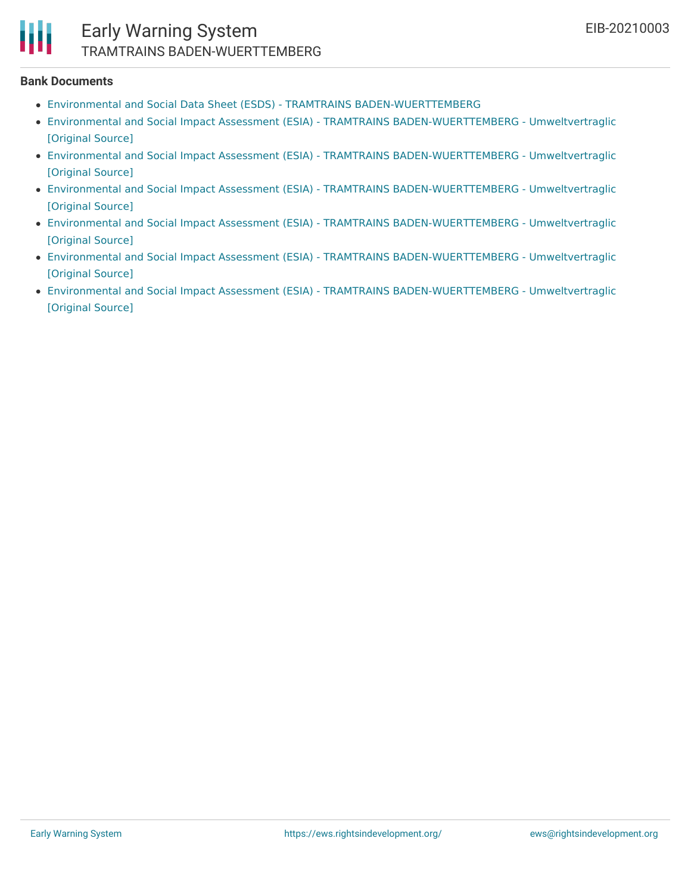### Bank Documents

- Environmental and Social Data Sheet (ESDS) - TRAMTRAINS BADEN-WUERTTEMBERG
- Environmental and Social Impact Assessment (ESIA) - TRAMTRAINS BADEN-WUERTTEMBERG - Umweltvertraglic [Original Source]
- Environmental and Social Impact Assessment (ESIA) - TRAMTRAINS BADEN-WUERTTEMBERG - Umweltvertraglic [Original Source]
- Environmental and Social Impact Assessment (ESIA) - TRAMTRAINS BADEN-WUERTTEMBERG - Umweltvertraglic [Original Source]
- Environmental and Social Impact Assessment (ESIA) - TRAMTRAINS BADEN-WUERTTEMBERG - Umweltvertraglic [Original Source]
- Environmental and Social Impact Assessment (ESIA) - TRAMTRAINS BADEN-WUERTTEMBERG - Umweltvertraglic [Original Source]
- Environmental and Social Impact Assessment (ESIA) - TRAMTRAINS BADEN-WUERTTEMBERG - Umweltvertraglic [Original Source]